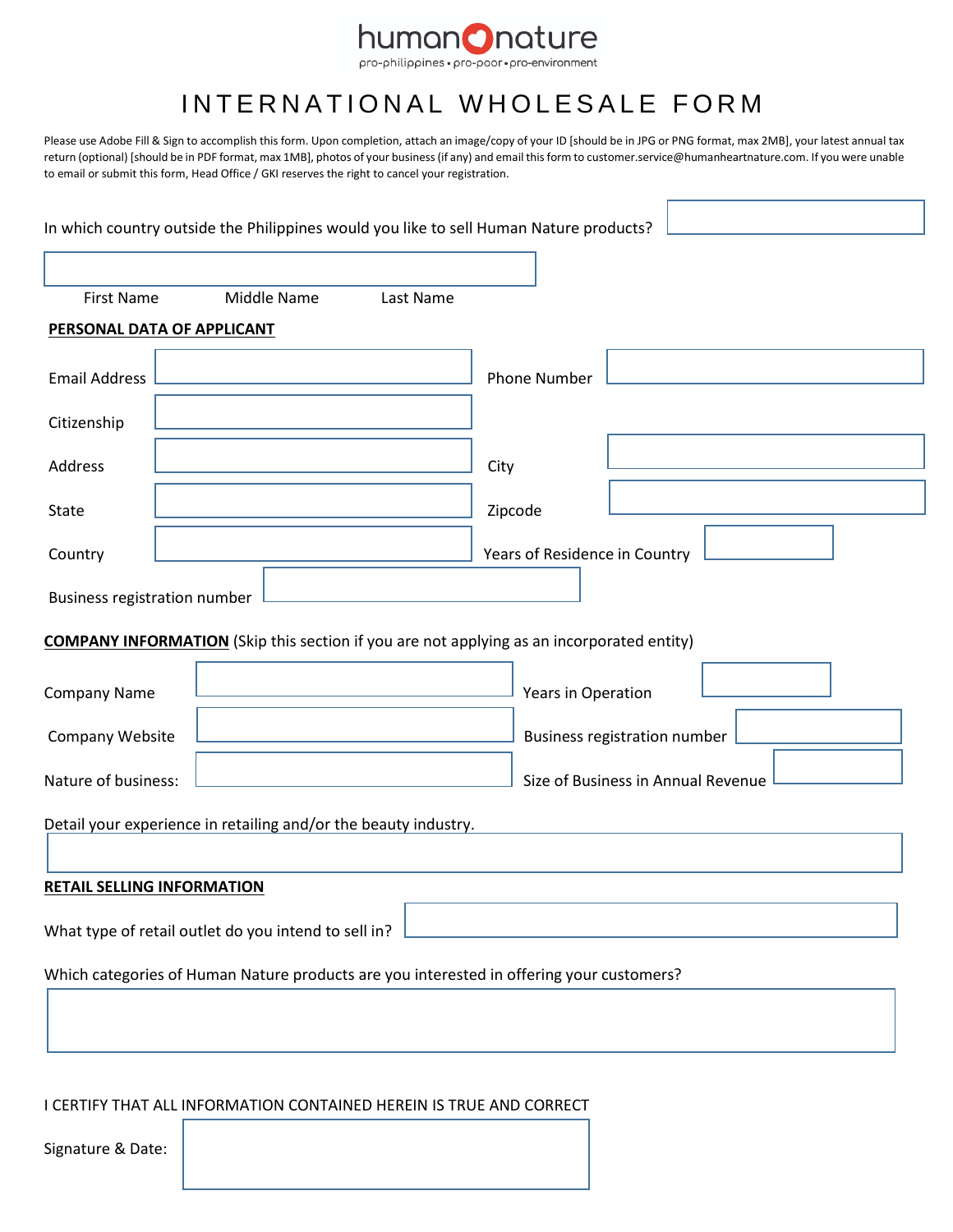humannature
pro-philippines • pro-poor • pro-environment

# INTERNATIONAL WHOLESALE FORM

Please use Adobe Fill & Sign to accomplish this form. Upon completion, attach an image/copy of your ID [should be in JPG or PNG format, max 2MB], your latest annual tax return (optional) [should be in PDF format, max 1MB], photos of your business (if any) and email this form to customer.service@humanheartnature.com. If you were unable to email or submit this form, Head Office / GKI reserves the right to cancel your registration.

In which country outside the Philippines would you like to sell Human Nature products?

First Name Middle Name Last Name

**PERSONAL DATA OF APPLICANT**

Email Address

Phone Number

Citizenship

Address

City

State

Zipcode

Country

Years of Residence in Country

Business registration number

**COMPANY INFORMATION** (Skip this section if you are not applying as an incorporated entity)

Company Name

Years in Operation

Company Website

Business registration number

Nature of business:

Size of Business in Annual Revenue

Detail your experience in retailing and/or the beauty industry.

**RETAIL SELLING INFORMATION**

What type of retail outlet do you intend to sell in?

Which categories of Human Nature products are you interested in offering your customers?

I CERTIFY THAT ALL INFORMATION CONTAINED HEREIN IS TRUE AND CORRECT

Signature & Date: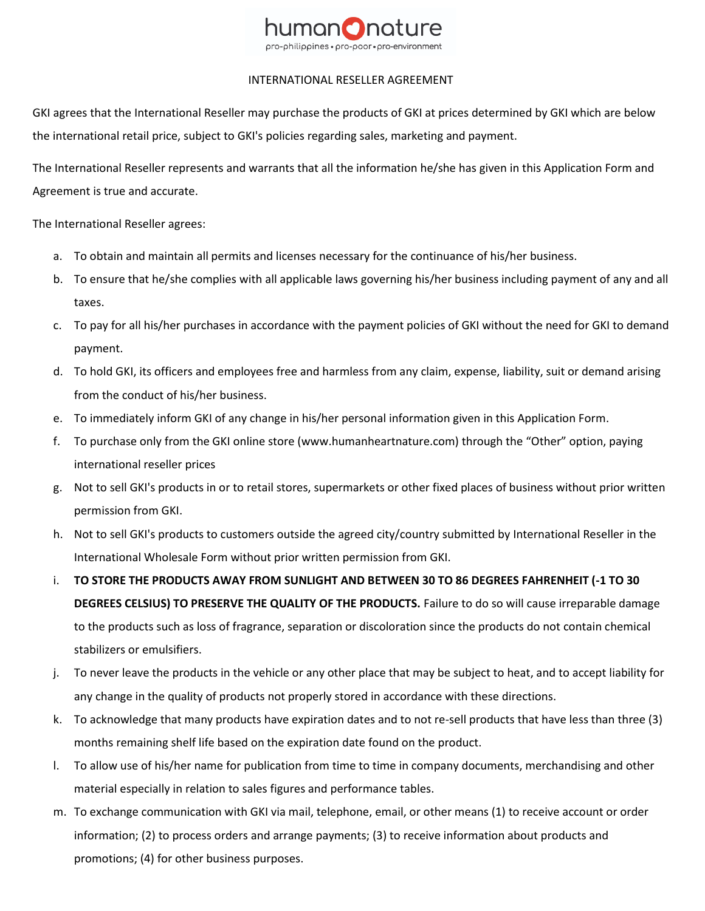# INTERNATIONAL RESELLER AGREEMENT

GKI agrees that the International Reseller may purchase the products of GKI at prices determined by GKI which are below the international retail price, subject to GKI's policies regarding sales, marketing and payment.

The International Reseller represents and warrants that all the information he/she has given in this Application Form and Agreement is true and accurate.

The International Reseller agrees:

a. To obtain and maintain all permits and licenses necessary for the continuance of his/her business.
b. To ensure that he/she complies with all applicable laws governing his/her business including payment of any and all taxes.
c. To pay for all his/her purchases in accordance with the payment policies of GKI without the need for GKI to demand payment.
d. To hold GKI, its officers and employees free and harmless from any claim, expense, liability, suit or demand arising from the conduct of his/her business.
e. To immediately inform GKI of any change in his/her personal information given in this Application Form.
f. To purchase only from the GKI online store (www.humanheartnature.com) through the "Other" option, paying international reseller prices
g. Not to sell GKI's products in or to retail stores, supermarkets or other fixed places of business without prior written permission from GKI.
h. Not to sell GKI's products to customers outside the agreed city/country submitted by International Reseller in the International Wholesale Form without prior written permission from GKI.
i. **TO STORE THE PRODUCTS AWAY FROM SUNLIGHT AND BETWEEN 30 TO 86 DEGREES FAHRENHEIT (-1 TO 30 DEGREES CELSIUS) TO PRESERVE THE QUALITY OF THE PRODUCTS.** Failure to do so will cause irreparable damage to the products such as loss of fragrance, separation or discoloration since the products do not contain chemical stabilizers or emulsifiers.
j. To never leave the products in the vehicle or any other place that may be subject to heat, and to accept liability for any change in the quality of products not properly stored in accordance with these directions.
k. To acknowledge that many products have expiration dates and to not re-sell products that have less than three (3) months remaining shelf life based on the expiration date found on the product.
l. To allow use of his/her name for publication from time to time in company documents, merchandising and other material especially in relation to sales figures and performance tables.
m. To exchange communication with GKI via mail, telephone, email, or other means (1) to receive account or order information; (2) to process orders and arrange payments; (3) to receive information about products and promotions; (4) for other business purposes.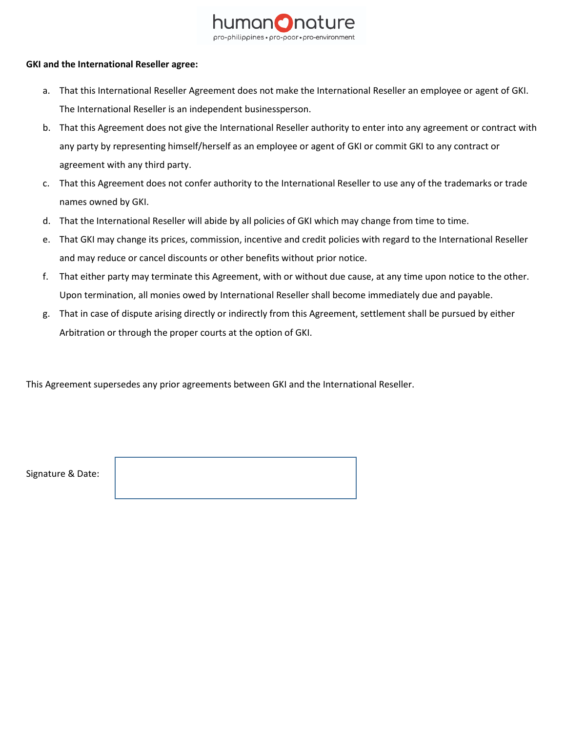**GKI and the International Reseller agree:**

a. That this International Reseller Agreement does not make the International Reseller an employee or agent of GKI. The International Reseller is an independent businessperson.
b. That this Agreement does not give the International Reseller authority to enter into any agreement or contract with any party by representing himself/herself as an employee or agent of GKI or commit GKI to any contract or agreement with any third party.
c. That this Agreement does not confer authority to the International Reseller to use any of the trademarks or trade names owned by GKI.
d. That the International Reseller will abide by all policies of GKI which may change from time to time.
e. That GKI may change its prices, commission, incentive and credit policies with regard to the International Reseller and may reduce or cancel discounts or other benefits without prior notice.
f. That either party may terminate this Agreement, with or without due cause, at any time upon notice to the other. Upon termination, all monies owed by International Reseller shall become immediately due and payable.
g. That in case of dispute arising directly or indirectly from this Agreement, settlement shall be pursued by either Arbitration or through the proper courts at the option of GKI.

This Agreement supersedes any prior agreements between GKI and the International Reseller.

Signature & Date: